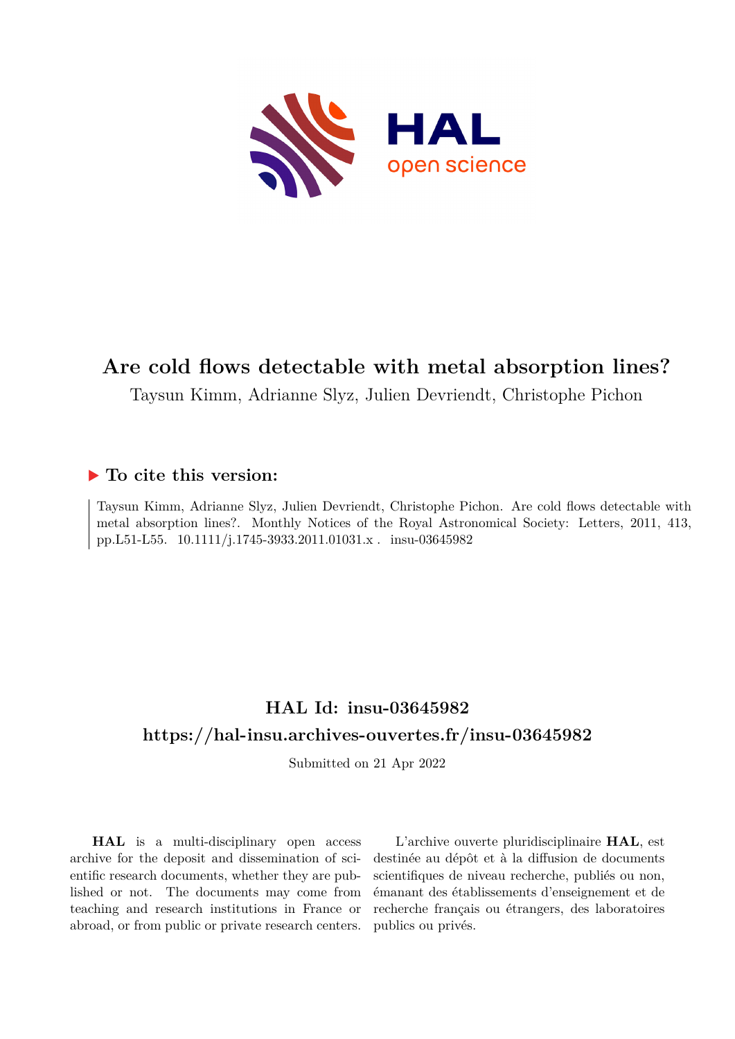# Are cold flows detectable with metal absorption lines?

Taysun Kimm, Adrianne Slyz, Julien Devriendt, Christophe Pichon

## To cite this version:

Taysun Kimm, Adrianne Slyz, Julien Devriendt, Christophe Pichon. Are cold flows detectable with metal absorption lines?. Monthly Notices of the Royal Astronomical Society: Letters, 2011, 413, pp.L51-L55. 10.1111/j.1745-3933.2011.01031.x . insu-03645982

## HAL Id: insu-03645982

## https://hal-insu.archives-ouvertes.fr/insu-03645982

Submitted on 21 Apr 2022

**HAL** is a multi-disciplinary open access archive for the deposit and dissemination of scientific research documents, whether they are published or not. The documents may come from teaching and research institutions in France or abroad, or from public or private research centers.

L'archive ouverte pluridisciplinaire **HAL**, est destinée au dépôt et à la diffusion de documents scientifiques de niveau recherche, publiés ou non, émanant des établissements d'enseignement et de recherche français ou étrangers, des laboratoires publics ou privés.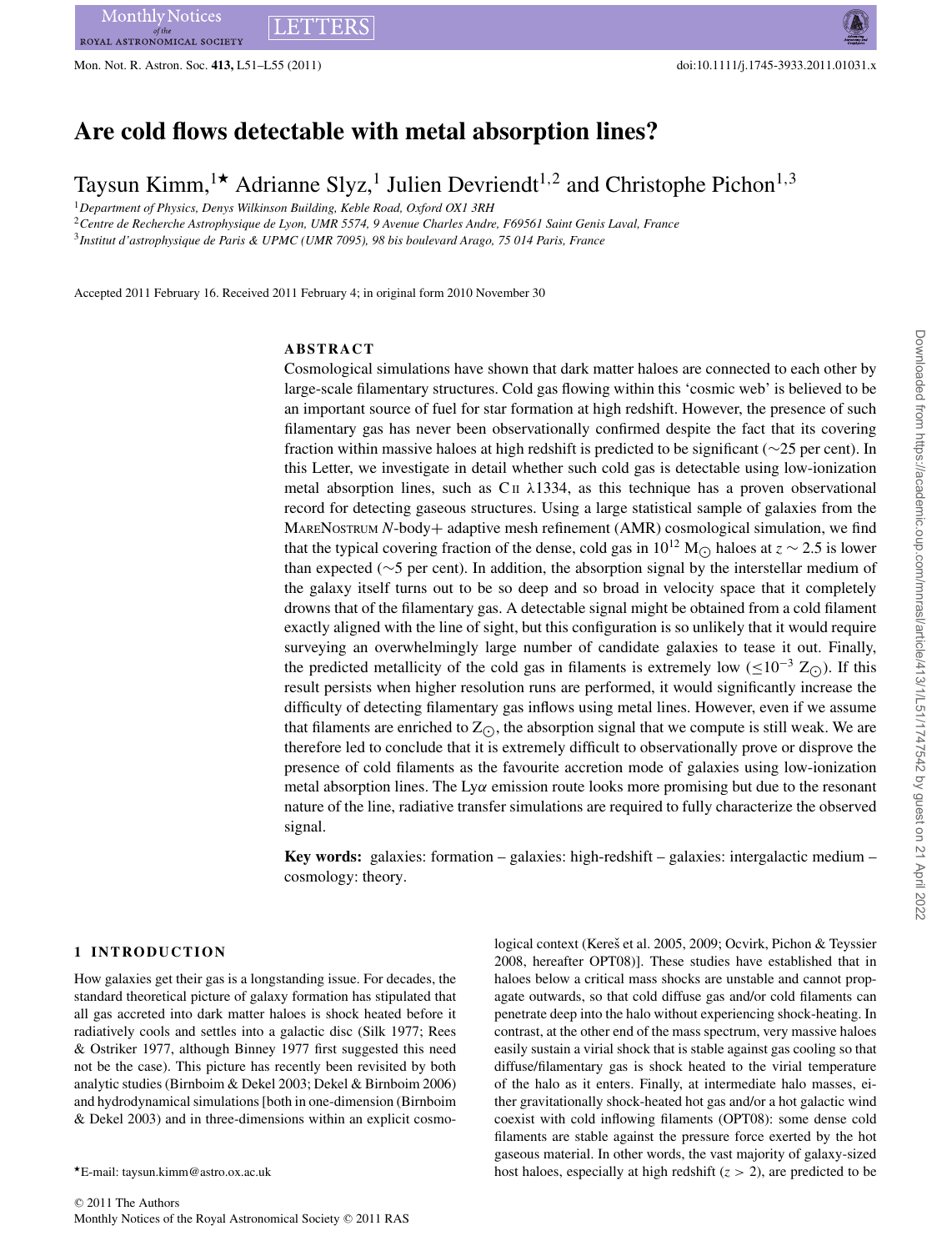# Are cold flows detectable with metal absorption lines?

Taysun Kimm,[1★] Adrianne Slyz,[1] Julien Devriendt[1,2] and Christophe Pichon[1,3]

[1]Department of Physics, Denys Wilkinson Building, Keble Road, Oxford OX1 3RH

[2]Centre de Recherche Astrophysique de Lyon, UMR 5574, 9 Avenue Charles Andre, F69561 Saint Genis Laval, France

[3]Institut d'astrophysique de Paris & UPMC (UMR 7095), 98 bis boulevard Arago, 75 014 Paris, France

Accepted 2011 February 16. Received 2011 February 4; in original form 2010 November 30

## ABSTRACT

Cosmological simulations have shown that dark matter haloes are connected to each other by large-scale filamentary structures. Cold gas flowing within this 'cosmic web' is believed to be an important source of fuel for star formation at high redshift. However, the presence of such filamentary gas has never been observationally confirmed despite the fact that its covering fraction within massive haloes at high redshift is predicted to be significant (∼25 per cent). In this Letter, we investigate in detail whether such cold gas is detectable using low-ionization metal absorption lines, such as C II $\lambda1334$, as this technique has a proven observational record for detecting gaseous structures. Using a large statistical sample of galaxies from the MareNostrum *N*-body+ adaptive mesh refinement (AMR) cosmological simulation, we find that the typical covering fraction of the dense, cold gas in $10^{12}$ $M_{\odot}$ haloes at $z \sim 2.5$ is lower than expected (∼5 per cent). In addition, the absorption signal by the interstellar medium of the galaxy itself turns out to be so deep and so broad in velocity space that it completely drowns that of the filamentary gas. A detectable signal might be obtained from a cold filament exactly aligned with the line of sight, but this configuration is so unlikely that it would require surveying an overwhelmingly large number of candidate galaxies to tease it out. Finally, the predicted metallicity of the cold gas in filaments is extremely low ($\lesssim 10^{-3}$ $Z_{\odot}$). If this result persists when higher resolution runs are performed, it would significantly increase the difficulty of detecting filamentary gas inflows using metal lines. However, even if we assume that filaments are enriched to $Z_{\odot}$, the absorption signal that we compute is still weak. We are therefore led to conclude that it is extremely difficult to observationally prove or disprove the presence of cold filaments as the favourite accretion mode of galaxies using low-ionization metal absorption lines. The Ly$\alpha$ emission route looks more promising but due to the resonant nature of the line, radiative transfer simulations are required to fully characterize the observed signal.

**Key words:** galaxies: formation – galaxies: high-redshift – galaxies: intergalactic medium – cosmology: theory.

## 1 INTRODUCTION

How galaxies get their gas is a longstanding issue. For decades, the standard theoretical picture of galaxy formation has stipulated that all gas accreted into dark matter haloes is shock heated before it radiatively cools and settles into a galactic disc (Silk 1977; Rees & Ostriker 1977, although Binney 1977 first suggested this need not be the case). This picture has recently been revisited by both analytic studies (Birnboim & Dekel 2003; Dekel & Birnboim 2006) and hydrodynamical simulations [both in one-dimension (Birnboim & Dekel 2003) and in three-dimensions within an explicit cosmological context (Kereš et al. 2005, 2009; Ocvirk, Pichon & Teyssier 2008, hereafter OPT08)]. These studies have established that in haloes below a critical mass shocks are unstable and cannot propagate outwards, so that cold diffuse gas and/or cold filaments can penetrate deep into the halo without experiencing shock-heating. In contrast, at the other end of the mass spectrum, very massive haloes easily sustain a virial shock that is stable against gas cooling so that diffuse/filamentary gas is shock heated to the virial temperature of the halo as it enters. Finally, at intermediate halo masses, either gravitationally shock-heated hot gas and/or a hot galactic wind coexist with cold inflowing filaments (OPT08): some dense cold filaments are stable against the pressure force exerted by the hot gaseous material. In other words, the vast majority of galaxy-sized host haloes, especially at high redshift ($z > 2$), are predicted to be

★E-mail: taysun.kimm@astro.ox.ac.uk

© 2011 The Authors
Monthly Notices of the Royal Astronomical Society © 2011 RAS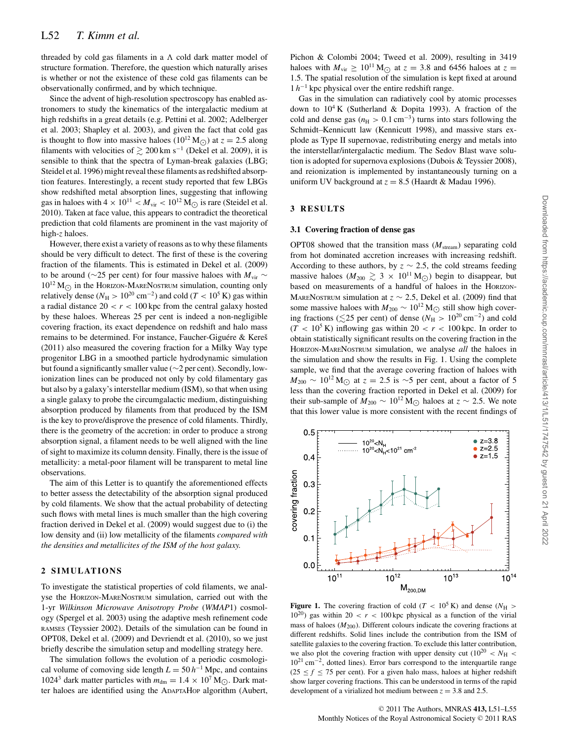threaded by cold gas filaments in a Λ cold dark matter model of structure formation. Therefore, the question which naturally arises is whether or not the existence of these cold gas filaments can be observationally confirmed, and by which technique.

Since the advent of high-resolution spectroscopy has enabled astronomers to study the kinematics of the intergalactic medium at high redshifts in a great details (e.g. Pettini et al. 2002; Adelberger et al. 2003; Shapley et al. 2003), and given the fact that cold gas is thought to flow into massive haloes ($10^{12}\,M_\odot$) at $z = 2.5$ along filaments with velocities of $\gtrsim 200\,\mathrm{km\,s^{-1}}$ (Dekel et al. 2009), it is sensible to think that the spectra of Lyman-break galaxies (LBG; Steidel et al. 1996) might reveal these filaments as redshifted absorption features. Interestingly, a recent study reported that few LBGs show redshifted metal absorption lines, suggesting that inflowing gas in haloes with $4 \times 10^{11} < M_{\rm vir} < 10^{12}\,M_\odot$ is rare (Steidel et al. 2010). Taken at face value, this appears to contradict the theoretical prediction that cold filaments are prominent in the vast majority of high-$z$ haloes.

However, there exist a variety of reasons as to why these filaments should be very difficult to detect. The first of these is the covering fraction of the filaments. This is estimated in Dekel et al. (2009) to be around (∼25 per cent) for four massive haloes with $M_{\rm vir} \sim 10^{12}\,M_\odot$ in the Horizon-MareNostrum simulation, counting only relatively dense ($N_{\rm H} > 10^{20}\,\mathrm{cm^{-2}}$) and cold ($T < 10^5$ K) gas within a radial distance $20 < r < 100$ kpc from the central galaxy hosted by these haloes. Whereas 25 per cent is indeed a non-negligible covering fraction, its exact dependence on redshift and halo mass remains to be determined. For instance, Faucher-Giguére & Kereš (2011) also measured the covering fraction for a Milky Way type progenitor LBG in a smoothed particle hydrodynamic simulation but found a significantly smaller value (∼2 per cent). Secondly, low-ionization lines can be produced not only by cold filamentary gas but also by a galaxy's interstellar medium (ISM), so that when using a single galaxy to probe the circumgalactic medium, distinguishing absorption produced by filaments from that produced by the ISM is the key to prove/disprove the presence of cold filaments. Thirdly, there is the geometry of the accretion: in order to produce a strong absorption signal, a filament needs to be well aligned with the line of sight to maximize its column density. Finally, there is the issue of metallicity: a metal-poor filament will be transparent to metal line observations.

The aim of this Letter is to quantify the aforementioned effects to better assess the detectability of the absorption signal produced by cold filaments. We show that the actual probability of detecting such flows with metal lines is much smaller than the high covering fraction derived in Dekel et al. (2009) would suggest due to (i) the low density and (ii) low metallicity of the filaments *compared with the densities and metallicites of the ISM of the host galaxy.*

## 2 SIMULATIONS

To investigate the statistical properties of cold filaments, we analyse the Horizon-MareNostrum simulation, carried out with the 1-yr *Wilkinson Microwave Anisotropy Probe* (*WMAP*1) cosmology (Spergel et al. 2003) using the adaptive mesh refinement code ramses (Teyssier 2002). Details of the simulation can be found in OPT08, Dekel et al. (2009) and Devriendt et al. (2010), so we just briefly describe the simulation setup and modelling strategy here.

The simulation follows the evolution of a periodic cosmological volume of comoving side length $L = 50\,h^{-1}$ Mpc, and contains $1024^3$ dark matter particles with $m_{\rm dm} = 1.4 \times 10^7\,M_\odot$. Dark matter haloes are identified using the AdaptaHop algorithm (Aubert, Pichon & Colombi 2004; Tweed et al. 2009), resulting in 3419 haloes with $M_{\rm vir} \geq 10^{11}\,M_\odot$ at $z = 3.8$ and 6456 haloes at $z = 1.5$. The spatial resolution of the simulation is kept fixed at around $1\,h^{-1}$ kpc physical over the entire redshift range.

Gas in the simulation can radiatively cool by atomic processes down to $10^4$ K (Sutherland & Dopita 1993). A fraction of the cold and dense gas ($n_{\rm H} > 0.1\,\mathrm{cm^{-3}}$) turns into stars following the Schmidt–Kennicutt law (Kennicutt 1998), and massive stars explode as Type II supernovae, redistributing energy and metals into the interstellar/intergalactic medium. The Sedov Blast wave solution is adopted for supernova explosions (Dubois & Teyssier 2008), and reionization is implemented by instantaneously turning on a uniform UV background at $z = 8.5$ (Haardt & Madau 1996).

## 3 RESULTS

### 3.1 Covering fraction of dense gas

OPT08 showed that the transition mass ($M_{\rm stream}$) separating cold from hot dominated accretion increases with increasing redshift. According to these authors, by $z \sim 2.5$, the cold streams feeding massive haloes ($M_{200} \gtrsim 3 \times 10^{11}\,M_\odot$) begin to disappear, but based on measurements of a handful of haloes in the Horizon-MareNostrum simulation at $z \sim 2.5$, Dekel et al. (2009) find that some massive haloes with $M_{200} \sim 10^{12}\,M_\odot$ still show high covering fractions ($\lesssim$25 per cent) of dense ($N_{\rm H} > 10^{20}\,\mathrm{cm^{-2}}$) and cold ($T < 10^5$ K) inflowing gas within $20 < r < 100$ kpc. In order to obtain statistically significant results on the covering fraction in the Horizon-MareNostrum simulation, we analyse *all* the haloes in the simulation and show the results in Fig. 1. Using the complete sample, we find that the average covering fraction of haloes with $M_{200} \sim 10^{12}\,M_\odot$ at $z = 2.5$ is ∼5 per cent, about a factor of 5 less than the covering fraction reported in Dekel et al. (2009) for their sub-sample of $M_{200} \sim 10^{12}\,M_\odot$ haloes at $z \sim 2.5$. We note that this lower value is more consistent with the recent findings of

**Figure 1.** The covering fraction of cold ($T < 10^5$ K) and dense ($N_{\rm H} > 10^{20}$) gas within $20 < r < 100$ kpc physical as a function of the virial mass of haloes ($M_{200}$). Different colours indicate the covering fractions at different redshifts. Solid lines include the contribution from the ISM of satellite galaxies to the covering fraction. To exclude this latter contribution, we also plot the covering fraction with upper density cut ($10^{20} < N_{\rm H} < 10^{21}\,\mathrm{cm^{-2}}$, dotted lines). Error bars correspond to the interquartile range ($25 \leq f \leq 75$ per cent). For a given halo mass, haloes at higher redshift show larger covering fractions. This can be understood in terms of the rapid development of a virialized hot medium between $z = 3.8$ and 2.5.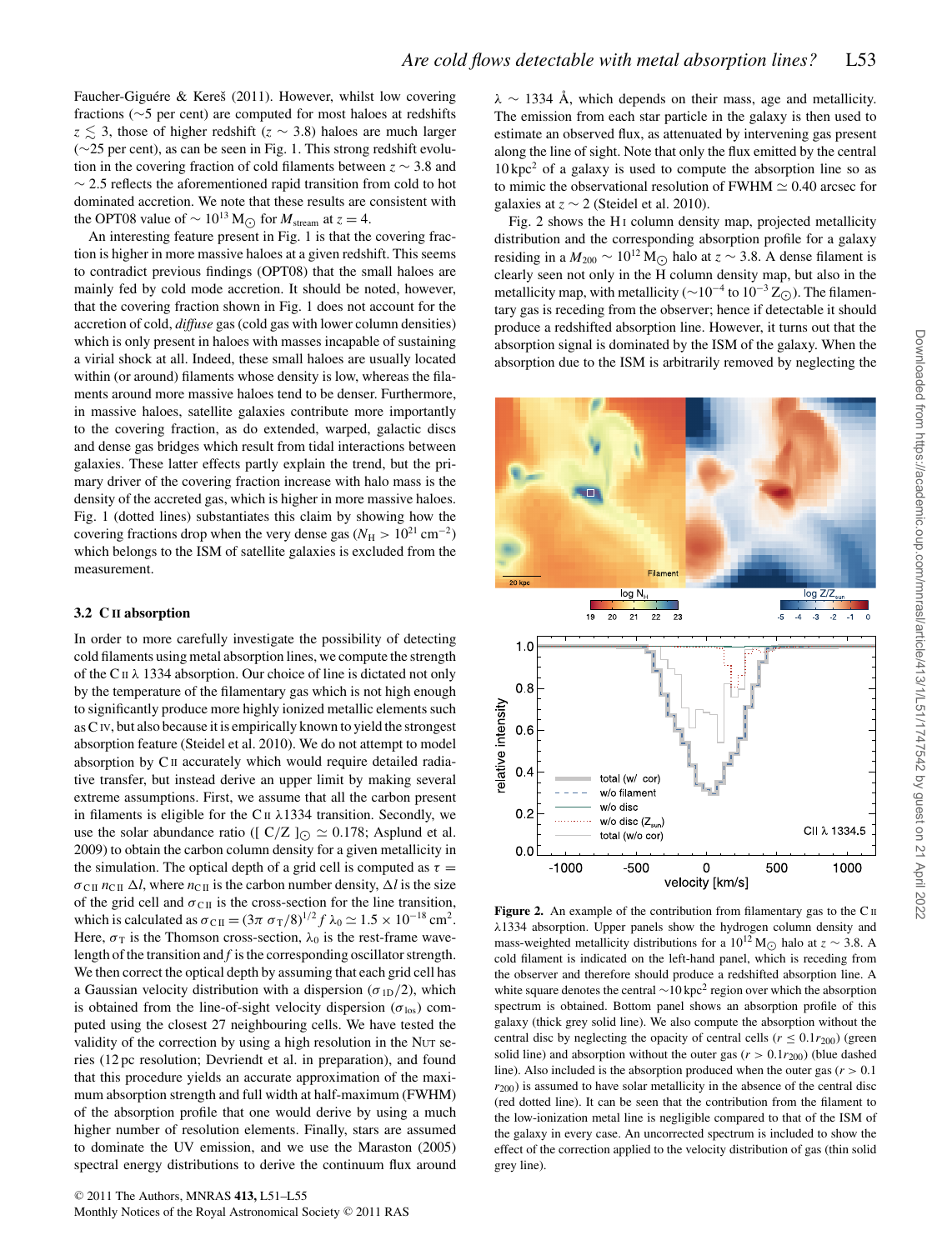Faucher-Giguére & Kereš (2011). However, whilst low covering fractions (∼5 per cent) are computed for most haloes at redshifts $z \lesssim 3$, those of higher redshift ($z \sim 3.8$) haloes are much larger (∼25 per cent), as can be seen in Fig. 1. This strong redshift evolution in the covering fraction of cold filaments between $z \sim 3.8$ and $\sim 2.5$ reflects the aforementioned rapid transition from cold to hot dominated accretion. We note that these results are consistent with the OPT08 value of $\sim 10^{13}$ M$_\odot$ for $M_{\rm stream}$ at $z = 4$.

An interesting feature present in Fig. 1 is that the covering fraction is higher in more massive haloes at a given redshift. This seems to contradict previous findings (OPT08) that the small haloes are mainly fed by cold mode accretion. It should be noted, however, that the covering fraction shown in Fig. 1 does not account for the accretion of cold, *diffuse* gas (cold gas with lower column densities) which is only present in haloes with masses incapable of sustaining a virial shock at all. Indeed, these small haloes are usually located within (or around) filaments whose density is low, whereas the filaments around more massive haloes tend to be denser. Furthermore, in massive haloes, satellite galaxies contribute more importantly to the covering fraction, as do extended, warped, galactic discs and dense gas bridges which result from tidal interactions between galaxies. These latter effects partly explain the trend, but the primary driver of the covering fraction increase with halo mass is the density of the accreted gas, which is higher in more massive haloes. Fig. 1 (dotted lines) substantiates this claim by showing how the covering fractions drop when the very dense gas ($N_{\rm H} > 10^{21}$ cm$^{-2}$) which belongs to the ISM of satellite galaxies is excluded from the measurement.

### 3.2 C II absorption

In order to more carefully investigate the possibility of detecting cold filaments using metal absorption lines, we compute the strength of the C II $\lambda$ 1334 absorption. Our choice of line is dictated not only by the temperature of the filamentary gas which is not high enough to significantly produce more highly ionized metallic elements such as C IV, but also because it is empirically known to yield the strongest absorption feature (Steidel et al. 2010). We do not attempt to model absorption by C II accurately which would require detailed radiative transfer, but instead derive an upper limit by making several extreme assumptions. First, we assume that all the carbon present in filaments is eligible for the C II $\lambda$1334 transition. Secondly, we use the solar abundance ratio ([ C/Z ]$_\odot \simeq 0.178$; Asplund et al. 2009) to obtain the carbon column density for a given metallicity in the simulation. The optical depth of a grid cell is computed as $\tau = \sigma_{\rm C\,II}\, n_{\rm C\,II}\, \Delta l$, where $n_{\rm C\,II}$ is the carbon number density, $\Delta l$ is the size of the grid cell and $\sigma_{\rm C\,II}$ is the cross-section for the line transition, which is calculated as $\sigma_{\rm C\,II} = (3\pi\ \sigma_{\rm T}/8)^{1/2} f\, \lambda_0 \simeq 1.5 \times 10^{-18}$ cm$^2$. Here, $\sigma_{\rm T}$ is the Thomson cross-section, $\lambda_0$ is the rest-frame wavelength of the transition and $f$ is the corresponding oscillator strength. We then correct the optical depth by assuming that each grid cell has a Gaussian velocity distribution with a dispersion ($\sigma_{\rm 1D}/2$), which is obtained from the line-of-sight velocity dispersion ($\sigma_{\rm los}$) computed using the closest 27 neighbouring cells. We have tested the validity of the correction by using a high resolution in the NUT series (12 pc resolution; Devriendt et al. in preparation), and found that this procedure yields an accurate approximation of the maximum absorption strength and full width at half-maximum (FWHM) of the absorption profile that one would derive by using a much higher number of resolution elements. Finally, stars are assumed to dominate the UV emission, and we use the Maraston (2005) spectral energy distributions to derive the continuum flux around $\lambda \sim 1334$ Å, which depends on their mass, age and metallicity. The emission from each star particle in the galaxy is then used to estimate an observed flux, as attenuated by intervening gas present along the line of sight. Note that only the flux emitted by the central 10 kpc$^2$ of a galaxy is used to compute the absorption line so as to mimic the observational resolution of FWHM $\simeq 0.40$ arcsec for galaxies at $z \sim 2$ (Steidel et al. 2010).

Fig. 2 shows the H I column density map, projected metallicity distribution and the corresponding absorption profile for a galaxy residing in a $M_{200} \sim 10^{12}$ M$_\odot$ halo at $z \sim 3.8$. A dense filament is clearly seen not only in the H column density map, but also in the metallicity map, with metallicity ($\sim 10^{-4}$ to $10^{-3}$ Z$_\odot$). The filamentary gas is receding from the observer; hence if detectable it should produce a redshifted absorption line. However, it turns out that the absorption signal is dominated by the ISM of the galaxy. When the absorption due to the ISM is arbitrarily removed by neglecting the

**Figure 2.** An example of the contribution from filamentary gas to the C II $\lambda$1334 absorption. Upper panels show the hydrogen column density and mass-weighted metallicity distributions for a $10^{12}$ M$_\odot$ halo at $z \sim 3.8$. A cold filament is indicated on the left-hand panel, which is receding from the observer and therefore should produce a redshifted absorption line. A white square denotes the central $\sim$10 kpc$^2$ region over which the absorption spectrum is obtained. Bottom panel shows an absorption profile of this galaxy (thick grey solid line). We also compute the absorption without the central disc by neglecting the opacity of central cells ($r \le 0.1 r_{200}$) (green solid line) and absorption without the outer gas ($r > 0.1 r_{200}$) (blue dashed line). Also included is the absorption produced when the outer gas ($r > 0.1\ r_{200}$) is assumed to have solar metallicity in the absence of the central disc (red dotted line). It can be seen that the contribution from the filament to the low-ionization metal line is negligible compared to that of the ISM of the galaxy in every case. An uncorrected spectrum is included to show the effect of the correction applied to the velocity distribution of gas (thin solid grey line).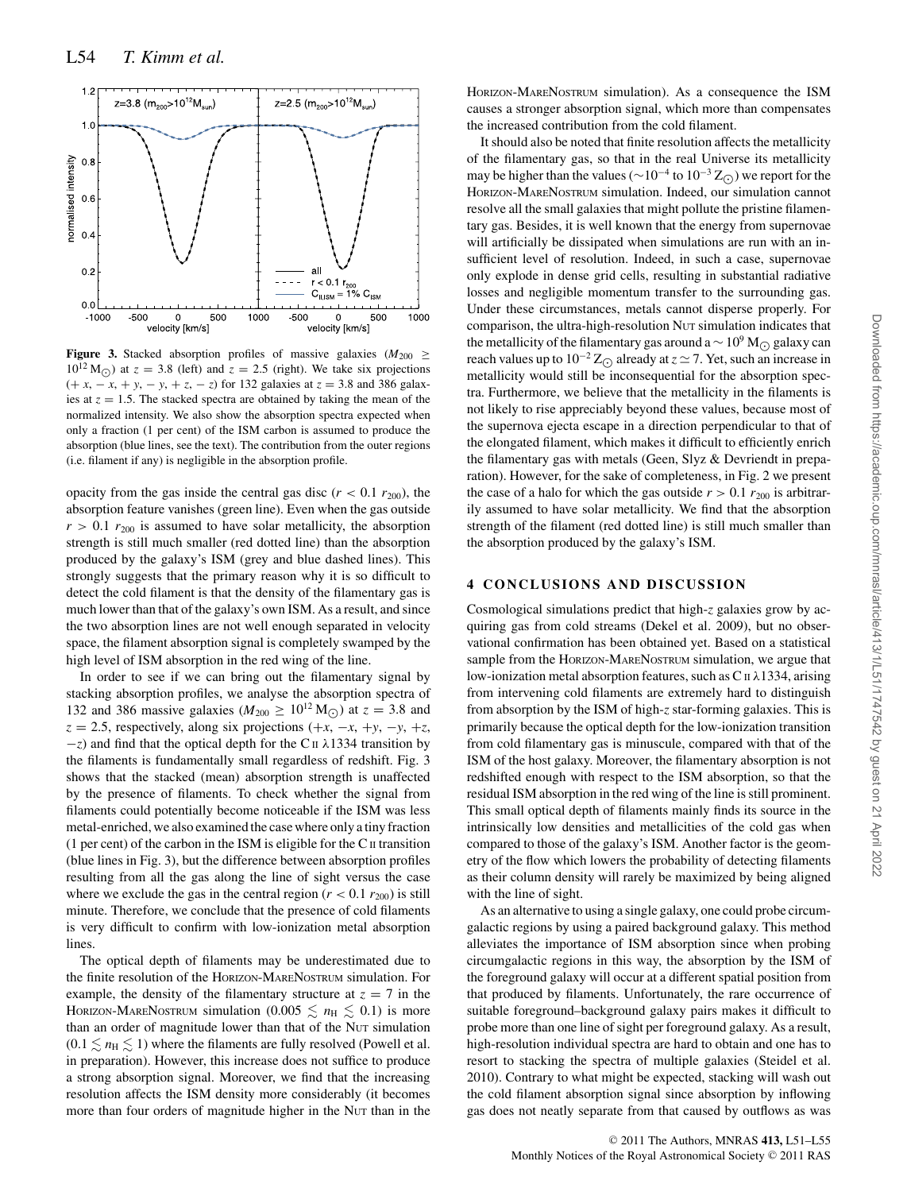z=3.8 ($m_{200}$>$10^{12}$$M_{sun}$)

z=2.5 ($m_{200}$>$10^{12}$$M_{sun}$)

normalised intensity

velocity [km/s]

velocity [km/s]

1.2
1.0
0.8
0.6
0.4
0.2
0.0

-1000 -500 0 500 1000 -500 0 500 1000

all
r < 0.1 $r_{200}$
$C_{II,ISM}$ = 1% $C_{ISM}$

**Figure 3.** Stacked absorption profiles of massive galaxies ($M_{200} \geq 10^{12}\,\mathrm{M}_{\odot}$) at $z = 3.8$ (left) and $z = 2.5$ (right). We take six projections ($+x, -x, +y, -y, +z, -z$) for 132 galaxies at $z = 3.8$ and 386 galaxies at $z = 1.5$. The stacked spectra are obtained by taking the mean of the normalized intensity. We also show the absorption spectra expected when only a fraction (1 per cent) of the ISM carbon is assumed to produce the absorption (blue lines, see the text). The contribution from the outer regions (i.e. filament if any) is negligible in the absorption profile.

opacity from the gas inside the central gas disc ($r < 0.1\,r_{200}$), the absorption feature vanishes (green line). Even when the gas outside $r > 0.1\,r_{200}$ is assumed to have solar metallicity, the absorption strength is still much smaller (red dotted line) than the absorption produced by the galaxy's ISM (grey and blue dashed lines). This strongly suggests that the primary reason why it is so difficult to detect the cold filament is that the density of the filamentary gas is much lower than that of the galaxy's own ISM. As a result, and since the two absorption lines are not well enough separated in velocity space, the filament absorption signal is completely swamped by the high level of ISM absorption in the red wing of the line.

In order to see if we can bring out the filamentary signal by stacking absorption profiles, we analyse the absorption spectra of 132 and 386 massive galaxies ($M_{200} \geq 10^{12}\,\mathrm{M}_{\odot}$) at $z = 3.8$ and $z = 2.5$, respectively, along six projections ($+x, -x, +y, -y, +z, -z$) and find that the optical depth for the C II $\lambda$1334 transition by the filaments is fundamentally small regardless of redshift. Fig. 3 shows that the stacked (mean) absorption strength is unaffected by the presence of filaments. To check whether the signal from filaments could potentially become noticeable if the ISM was less metal-enriched, we also examined the case where only a tiny fraction (1 per cent) of the carbon in the ISM is eligible for the C II transition (blue lines in Fig. 3), but the difference between absorption profiles resulting from all the gas along the line of sight versus the case where we exclude the gas in the central region ($r < 0.1\,r_{200}$) is still minute. Therefore, we conclude that the presence of cold filaments is very difficult to confirm with low-ionization metal absorption lines.

The optical depth of filaments may be underestimated due to the finite resolution of the HORIZON-MARENOSTRUM simulation. For example, the density of the filamentary structure at $z = 7$ in the HORIZON-MARENOSTRUM simulation ($0.005 \lesssim n_{\mathrm{H}} \lesssim 0.1$) is more than an order of magnitude lower than that of the NUT simulation ($0.1 \lesssim n_{\mathrm{H}} \lesssim 1$) where the filaments are fully resolved (Powell et al. in preparation). However, this increase does not suffice to produce a strong absorption signal. Moreover, we find that the increasing resolution affects the ISM density more considerably (it becomes more than four orders of magnitude higher in the NUT than in the HORIZON-MARENOSTRUM simulation). As a consequence the ISM causes a stronger absorption signal, which more than compensates the increased contribution from the cold filament.

It should also be noted that finite resolution affects the metallicity of the filamentary gas, so that in the real Universe its metallicity may be higher than the values ($\sim 10^{-4}$ to $10^{-3}\,\mathrm{Z}_{\odot}$) we report for the HORIZON-MARENOSTRUM simulation. Indeed, our simulation cannot resolve all the small galaxies that might pollute the pristine filamentary gas. Besides, it is well known that the energy from supernovae will artificially be dissipated when simulations are run with an insufficient level of resolution. Indeed, in such a case, supernovae only explode in dense grid cells, resulting in substantial radiative losses and negligible momentum transfer to the surrounding gas. Under these circumstances, metals cannot disperse properly. For comparison, the ultra-high-resolution NUT simulation indicates that the metallicity of the filamentary gas around a $\sim 10^{9}\,\mathrm{M}_{\odot}$ galaxy can reach values up to $10^{-2}\,\mathrm{Z}_{\odot}$ already at $z \simeq 7$. Yet, such an increase in metallicity would still be inconsequential for the absorption spectra. Furthermore, we believe that the metallicity in the filaments is not likely to rise appreciably beyond these values, because most of the supernova ejecta escape in a direction perpendicular to that of the elongated filament, which makes it difficult to efficiently enrich the filamentary gas with metals (Geen, Slyz & Devriendt in preparation). However, for the sake of completeness, in Fig. 2 we present the case of a halo for which the gas outside $r > 0.1\,r_{200}$ is arbitrarily assumed to have solar metallicity. We find that the absorption strength of the filament (red dotted line) is still much smaller than the absorption produced by the galaxy's ISM.

## 4 CONCLUSIONS AND DISCUSSION

Cosmological simulations predict that high-$z$ galaxies grow by acquiring gas from cold streams (Dekel et al. 2009), but no observational confirmation has been obtained yet. Based on a statistical sample from the HORIZON-MARENOSTRUM simulation, we argue that low-ionization metal absorption features, such as C II $\lambda$1334, arising from intervening cold filaments are extremely hard to distinguish from absorption by the ISM of high-$z$ star-forming galaxies. This is primarily because the optical depth for the low-ionization transition from cold filamentary gas is minuscule, compared with that of the ISM of the host galaxy. Moreover, the filamentary absorption is not redshifted enough with respect to the ISM absorption, so that the residual ISM absorption in the red wing of the line is still prominent. This small optical depth of filaments mainly finds its source in the intrinsically low densities and metallicities of the cold gas when compared to those of the galaxy's ISM. Another factor is the geometry of the flow which lowers the probability of detecting filaments as their column density will rarely be maximized by being aligned with the line of sight.

As an alternative to using a single galaxy, one could probe circumgalactic regions by using a paired background galaxy. This method alleviates the importance of ISM absorption since when probing circumgalactic regions in this way, the absorption by the ISM of the foreground galaxy will occur at a different spatial position from that produced by filaments. Unfortunately, the rare occurrence of suitable foreground–background galaxy pairs makes it difficult to probe more than one line of sight per foreground galaxy. As a result, high-resolution individual spectra are hard to obtain and one has to resort to stacking the spectra of multiple galaxies (Steidel et al. 2010). Contrary to what might be expected, stacking will wash out the cold filament absorption signal since absorption by inflowing gas does not neatly separate from that caused by outflows as was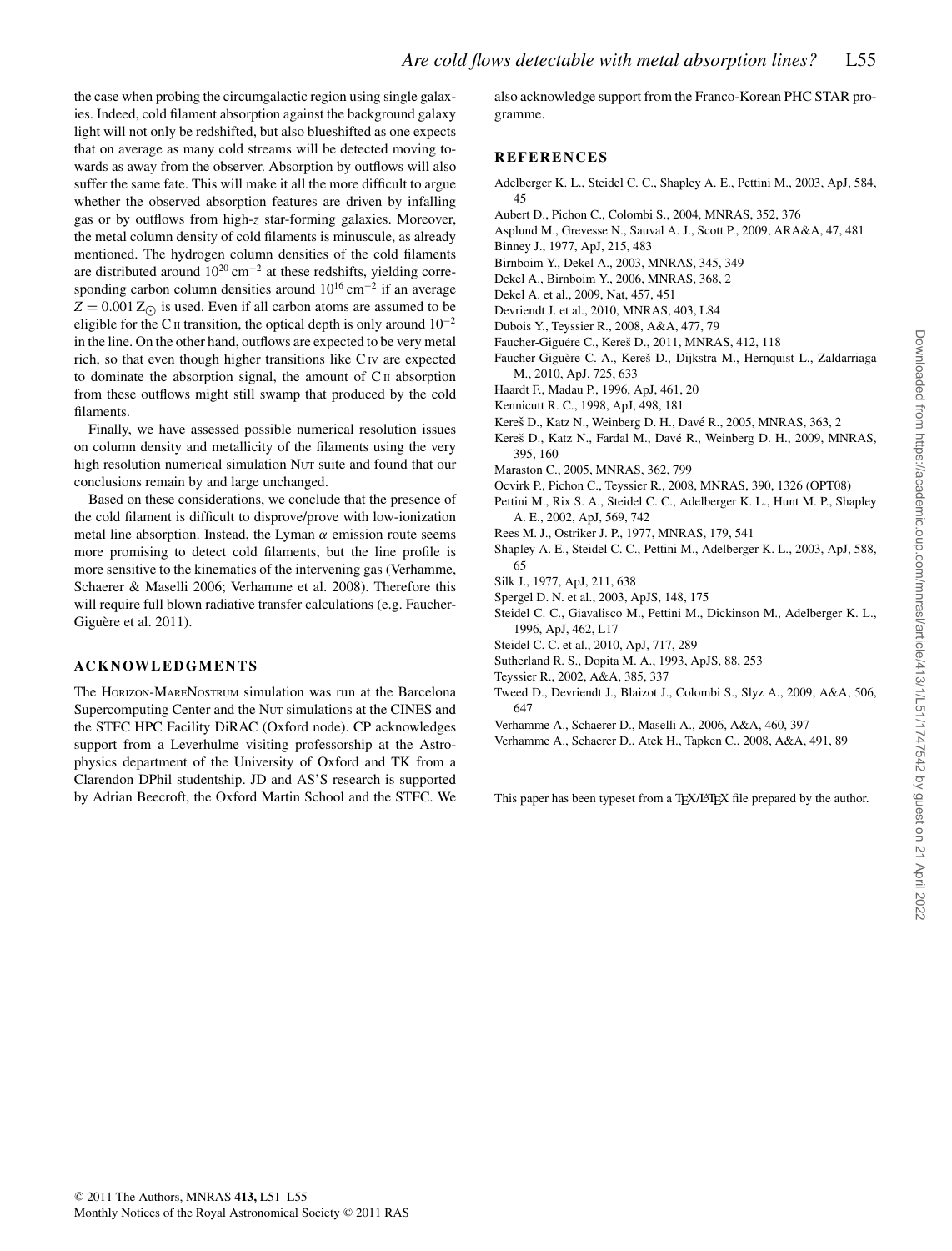the case when probing the circumgalactic region using single galaxies. Indeed, cold filament absorption against the background galaxy light will not only be redshifted, but also blueshifted as one expects that on average as many cold streams will be detected moving towards as away from the observer. Absorption by outflows will also suffer the same fate. This will make it all the more difficult to argue whether the observed absorption features are driven by infalling gas or by outflows from high-$z$ star-forming galaxies. Moreover, the metal column density of cold filaments is minuscule, as already mentioned. The hydrogen column densities of the cold filaments are distributed around $10^{20}\,\mathrm{cm}^{-2}$ at these redshifts, yielding corresponding carbon column densities around $10^{16}\,\mathrm{cm}^{-2}$ if an average $Z = 0.001\,\mathrm{Z}_{\odot}$ is used. Even if all carbon atoms are assumed to be eligible for the C II transition, the optical depth is only around $10^{-2}$ in the line. On the other hand, outflows are expected to be very metal rich, so that even though higher transitions like C IV are expected to dominate the absorption signal, the amount of C II absorption from these outflows might still swamp that produced by the cold filaments.

Finally, we have assessed possible numerical resolution issues on column density and metallicity of the filaments using the very high resolution numerical simulation NUT suite and found that our conclusions remain by and large unchanged.

Based on these considerations, we conclude that the presence of the cold filament is difficult to disprove/prove with low-ionization metal line absorption. Instead, the Lyman $\alpha$ emission route seems more promising to detect cold filaments, but the line profile is more sensitive to the kinematics of the intervening gas (Verhamme, Schaerer & Maselli 2006; Verhamme et al. 2008). Therefore this will require full blown radiative transfer calculations (e.g. Faucher-Giguère et al. 2011).

## ACKNOWLEDGMENTS

The HORIZON-MARENOSTRUM simulation was run at the Barcelona Supercomputing Center and the NUT simulations at the CINES and the STFC HPC Facility DiRAC (Oxford node). CP acknowledges support from a Leverhulme visiting professorship at the Astrophysics department of the University of Oxford and TK from a Clarendon DPhil studentship. JD and AS'S research is supported by Adrian Beecroft, the Oxford Martin School and the STFC. We also acknowledge support from the Franco-Korean PHC STAR programme.

## REFERENCES

Adelberger K. L., Steidel C. C., Shapley A. E., Pettini M., 2003, ApJ, 584, 45

Aubert D., Pichon C., Colombi S., 2004, MNRAS, 352, 376

Asplund M., Grevesse N., Sauval A. J., Scott P., 2009, ARA&A, 47, 481

Binney J., 1977, ApJ, 215, 483

Birnboim Y., Dekel A., 2003, MNRAS, 345, 349

Dekel A., Birnboim Y., 2006, MNRAS, 368, 2

Dekel A. et al., 2009, Nat, 457, 451

Devriendt J. et al., 2010, MNRAS, 403, L84

Dubois Y., Teyssier R., 2008, A&A, 477, 79

Faucher-Giguére C., Kereš D., 2011, MNRAS, 412, 118

Faucher-Giguère C.-A., Kereš D., Dijkstra M., Hernquist L., Zaldarriaga M., 2010, ApJ, 725, 633

Haardt F., Madau P., 1996, ApJ, 461, 20

Kennicutt R. C., 1998, ApJ, 498, 181

Kereš D., Katz N., Weinberg D. H., Davé R., 2005, MNRAS, 363, 2

Kereš D., Katz N., Fardal M., Davé R., Weinberg D. H., 2009, MNRAS, 395, 160

Maraston C., 2005, MNRAS, 362, 799

Ocvirk P., Pichon C., Teyssier R., 2008, MNRAS, 390, 1326 (OPT08)

Pettini M., Rix S. A., Steidel C. C., Adelberger K. L., Hunt M. P., Shapley A. E., 2002, ApJ, 569, 742

Rees M. J., Ostriker J. P., 1977, MNRAS, 179, 541

Shapley A. E., Steidel C. C., Pettini M., Adelberger K. L., 2003, ApJ, 588, 65

Silk J., 1977, ApJ, 211, 638

Spergel D. N. et al., 2003, ApJS, 148, 175

Steidel C. C., Giavalisco M., Pettini M., Dickinson M., Adelberger K. L., 1996, ApJ, 462, L17

Steidel C. C. et al., 2010, ApJ, 717, 289

Sutherland R. S., Dopita M. A., 1993, ApJS, 88, 253

Teyssier R., 2002, A&A, 385, 337

Tweed D., Devriendt J., Blaizot J., Colombi S., Slyz A., 2009, A&A, 506, 647

Verhamme A., Schaerer D., Maselli A., 2006, A&A, 460, 397

Verhamme A., Schaerer D., Atek H., Tapken C., 2008, A&A, 491, 89

This paper has been typeset from a TEX/LATEX file prepared by the author.